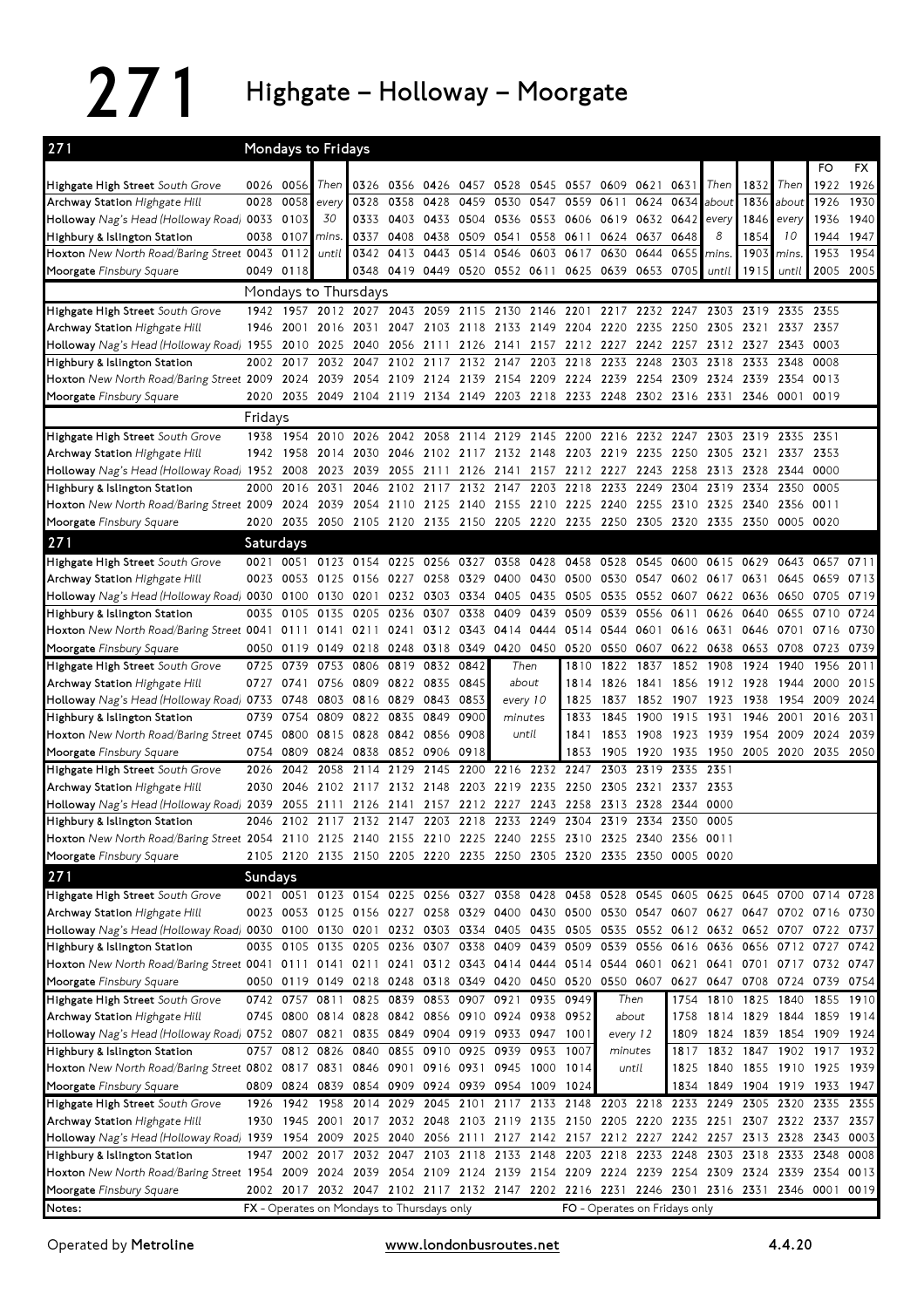# 271 Highgate – Holloway – Moorgate

## 271 Mondays to Fridays

| Stop | | | | | | | | | | | | | | | | | | FO | FX |
|---|---|---|---|---|---|---|---|---|---|---|---|---|---|---|---|---|---|---|---|
| **Highgate High Street** *South Grove* | 0026 | 0056 | Then | 0326 | 0356 | 0426 | 0457 | 0528 | 0545 | 0557 | 0609 | 0621 | 0631 | Then | 1832 | Then | 1922 | 1926 |
| **Archway Station** *Highgate Hill* | 0028 | 0058 | every | 0328 | 0358 | 0428 | 0459 | 0530 | 0547 | 0559 | 0611 | 0624 | 0634 | about | 1836 | about | 1926 | 1930 |
| **Holloway** *Nag's Head (Holloway Road)* | 0033 | 0103 | 30 | 0333 | 0403 | 0433 | 0504 | 0536 | 0553 | 0606 | 0619 | 0632 | 0642 | every | 1846 | every | 1936 | 1940 |
| **Highbury & Islington Station** | 0038 | 0107 | mins. | 0337 | 0408 | 0438 | 0509 | 0541 | 0558 | 0611 | 0624 | 0637 | 0648 | 8 | 1854 | 10 | 1944 | 1947 |
| **Hoxton** *New North Road/Baring Street* | 0043 | 0112 | until | 0342 | 0413 | 0443 | 0514 | 0546 | 0603 | 0617 | 0630 | 0644 | 0655 | mins. | 1903 | mins. | 1953 | 1954 |
| **Moorgate** *Finsbury Square* | 0049 | 0118 | | 0348 | 0419 | 0449 | 0520 | 0552 | 0611 | 0625 | 0639 | 0653 | 0705 | until | 1915 | until | 2005 | 2005 |

### Mondays to Thursdays

| Stop | | | | | | | | | | | | | | | | | |
|---|---|---|---|---|---|---|---|---|---|---|---|---|---|---|---|---|---|
| **Highgate High Street** *South Grove* | 1942 | 1957 | 2012 | 2027 | 2043 | 2059 | 2115 | 2130 | 2146 | 2201 | 2217 | 2232 | 2247 | 2303 | 2319 | 2335 | 2355 |
| **Archway Station** *Highgate Hill* | 1946 | 2001 | 2016 | 2031 | 2047 | 2103 | 2118 | 2133 | 2149 | 2204 | 2220 | 2235 | 2250 | 2305 | 2321 | 2337 | 2357 |
| **Holloway** *Nag's Head (Holloway Road)* | 1955 | 2010 | 2025 | 2040 | 2056 | 2111 | 2126 | 2141 | 2157 | 2212 | 2227 | 2242 | 2257 | 2312 | 2327 | 2343 | 0003 |
| **Highbury & Islington Station** | 2002 | 2017 | 2032 | 2047 | 2102 | 2117 | 2132 | 2147 | 2203 | 2218 | 2233 | 2248 | 2303 | 2318 | 2333 | 2348 | 0008 |
| **Hoxton** *New North Road/Baring Street* | 2009 | 2024 | 2039 | 2054 | 2109 | 2124 | 2139 | 2154 | 2209 | 2224 | 2239 | 2254 | 2309 | 2324 | 2339 | 2354 | 0013 |
| **Moorgate** *Finsbury Square* | 2020 | 2035 | 2049 | 2104 | 2119 | 2134 | 2149 | 2203 | 2218 | 2233 | 2248 | 2302 | 2316 | 2331 | 2346 | 0001 | 0019 |

### Fridays

| Stop | | | | | | | | | | | | | | | | | |
|---|---|---|---|---|---|---|---|---|---|---|---|---|---|---|---|---|---|
| **Highgate High Street** *South Grove* | 1938 | 1954 | 2010 | 2026 | 2042 | 2058 | 2114 | 2129 | 2145 | 2200 | 2216 | 2232 | 2247 | 2303 | 2319 | 2335 | 2351 |
| **Archway Station** *Highgate Hill* | 1942 | 1958 | 2014 | 2030 | 2046 | 2102 | 2117 | 2132 | 2148 | 2203 | 2219 | 2235 | 2250 | 2305 | 2321 | 2337 | 2353 |
| **Holloway** *Nag's Head (Holloway Road)* | 1952 | 2008 | 2023 | 2039 | 2055 | 2111 | 2126 | 2141 | 2157 | 2212 | 2227 | 2243 | 2258 | 2313 | 2328 | 2344 | 0000 |
| **Highbury & Islington Station** | 2000 | 2016 | 2031 | 2046 | 2102 | 2117 | 2132 | 2147 | 2203 | 2218 | 2233 | 2249 | 2304 | 2319 | 2334 | 2350 | 0005 |
| **Hoxton** *New North Road/Baring Street* | 2009 | 2024 | 2039 | 2054 | 2110 | 2125 | 2140 | 2155 | 2210 | 2225 | 2240 | 2255 | 2310 | 2325 | 2340 | 2356 | 0011 |
| **Moorgate** *Finsbury Square* | 2020 | 2035 | 2050 | 2105 | 2120 | 2135 | 2150 | 2205 | 2220 | 2235 | 2250 | 2305 | 2320 | 2335 | 2350 | 0005 | 0020 |

## 271 Saturdays

| Stop | | | | | | | | | | | | | | | | | | |
|---|---|---|---|---|---|---|---|---|---|---|---|---|---|---|---|---|---|---|
| **Highgate High Street** *South Grove* | 0021 | 0051 | 0123 | 0154 | 0225 | 0256 | 0327 | 0358 | 0428 | 0458 | 0528 | 0545 | 0600 | 0615 | 0629 | 0643 | 0657 | 0711 |
| **Archway Station** *Highgate Hill* | 0023 | 0053 | 0125 | 0156 | 0227 | 0258 | 0329 | 0400 | 0430 | 0500 | 0530 | 0547 | 0602 | 0617 | 0631 | 0645 | 0659 | 0713 |
| **Holloway** *Nag's Head (Holloway Road)* | 0030 | 0100 | 0130 | 0201 | 0232 | 0303 | 0334 | 0405 | 0435 | 0505 | 0535 | 0552 | 0607 | 0622 | 0636 | 0650 | 0705 | 0719 |
| **Highbury & Islington Station** | 0035 | 0105 | 0135 | 0205 | 0236 | 0307 | 0338 | 0409 | 0439 | 0509 | 0539 | 0556 | 0611 | 0626 | 0640 | 0655 | 0710 | 0724 |
| **Hoxton** *New North Road/Baring Street* | 0041 | 0111 | 0141 | 0211 | 0241 | 0312 | 0343 | 0414 | 0444 | 0514 | 0544 | 0601 | 0616 | 0631 | 0646 | 0701 | 0716 | 0730 |
| **Moorgate** *Finsbury Square* | 0050 | 0119 | 0149 | 0218 | 0248 | 0318 | 0349 | 0420 | 0450 | 0520 | 0550 | 0607 | 0622 | 0638 | 0653 | 0708 | 0723 | 0739 |

| Stop | | | | | | | | | | | | | | | | | | |
|---|---|---|---|---|---|---|---|---|---|---|---|---|---|---|---|---|---|---|
| **Highgate High Street** *South Grove* | 0725 | 0739 | 0753 | 0806 | 0819 | 0832 | 0842 | Then | 1810 | 1822 | 1837 | 1852 | 1908 | 1924 | 1940 | 1956 | 2011 |
| **Archway Station** *Highgate Hill* | 0727 | 0741 | 0756 | 0809 | 0822 | 0835 | 0845 | about | 1814 | 1826 | 1841 | 1856 | 1912 | 1928 | 1944 | 2000 | 2015 |
| **Holloway** *Nag's Head (Holloway Road)* | 0733 | 0748 | 0803 | 0816 | 0829 | 0843 | 0853 | every 10 | 1825 | 1837 | 1852 | 1907 | 1923 | 1938 | 1954 | 2009 | 2024 |
| **Highbury & Islington Station** | 0739 | 0754 | 0809 | 0822 | 0835 | 0849 | 0900 | minutes | 1833 | 1845 | 1900 | 1915 | 1931 | 1946 | 2001 | 2016 | 2031 |
| **Hoxton** *New North Road/Baring Street* | 0745 | 0800 | 0815 | 0828 | 0842 | 0856 | 0908 | until | 1841 | 1853 | 1908 | 1923 | 1939 | 1954 | 2009 | 2024 | 2039 |
| **Moorgate** *Finsbury Square* | 0754 | 0809 | 0824 | 0838 | 0852 | 0906 | 0918 | | 1853 | 1905 | 1920 | 1935 | 1950 | 2005 | 2020 | 2035 | 2050 |

| Stop | | | | | | | | | | | | | | |
|---|---|---|---|---|---|---|---|---|---|---|---|---|---|---|
| **Highgate High Street** *South Grove* | 2026 | 2042 | 2058 | 2114 | 2129 | 2145 | 2200 | 2216 | 2232 | 2247 | 2303 | 2319 | 2335 | 2351 |
| **Archway Station** *Highgate Hill* | 2030 | 2046 | 2102 | 2117 | 2132 | 2148 | 2203 | 2219 | 2235 | 2250 | 2305 | 2321 | 2337 | 2353 |
| **Holloway** *Nag's Head (Holloway Road)* | 2039 | 2055 | 2111 | 2126 | 2141 | 2157 | 2212 | 2227 | 2243 | 2258 | 2313 | 2328 | 2344 | 0000 |
| **Highbury & Islington Station** | 2046 | 2102 | 2117 | 2132 | 2147 | 2203 | 2218 | 2233 | 2249 | 2304 | 2319 | 2334 | 2350 | 0005 |
| **Hoxton** *New North Road/Baring Street* | 2054 | 2110 | 2125 | 2140 | 2155 | 2210 | 2225 | 2240 | 2255 | 2310 | 2325 | 2340 | 2356 | 0011 |
| **Moorgate** *Finsbury Square* | 2105 | 2120 | 2135 | 2150 | 2205 | 2220 | 2235 | 2250 | 2305 | 2320 | 2335 | 2350 | 0005 | 0020 |

## 271 Sundays

| Stop | | | | | | | | | | | | | | | | | | |
|---|---|---|---|---|---|---|---|---|---|---|---|---|---|---|---|---|---|---|
| **Highgate High Street** *South Grove* | 0021 | 0051 | 0123 | 0154 | 0225 | 0256 | 0327 | 0358 | 0428 | 0458 | 0528 | 0545 | 0605 | 0625 | 0645 | 0700 | 0714 | 0728 |
| **Archway Station** *Highgate Hill* | 0023 | 0053 | 0125 | 0156 | 0227 | 0258 | 0329 | 0400 | 0430 | 0500 | 0530 | 0547 | 0607 | 0627 | 0647 | 0702 | 0716 | 0730 |
| **Holloway** *Nag's Head (Holloway Road)* | 0030 | 0100 | 0130 | 0201 | 0232 | 0303 | 0334 | 0405 | 0435 | 0505 | 0535 | 0552 | 0612 | 0632 | 0652 | 0707 | 0722 | 0737 |
| **Highbury & Islington Station** | 0035 | 0105 | 0135 | 0205 | 0236 | 0307 | 0338 | 0409 | 0439 | 0509 | 0539 | 0556 | 0616 | 0636 | 0656 | 0712 | 0727 | 0742 |
| **Hoxton** *New North Road/Baring Street* | 0041 | 0111 | 0141 | 0211 | 0241 | 0312 | 0343 | 0414 | 0444 | 0514 | 0544 | 0601 | 0621 | 0641 | 0701 | 0717 | 0732 | 0747 |
| **Moorgate** *Finsbury Square* | 0050 | 0119 | 0149 | 0218 | 0248 | 0318 | 0349 | 0420 | 0450 | 0520 | 0550 | 0607 | 0627 | 0647 | 0708 | 0724 | 0739 | 0754 |

| Stop | | | | | | | | | | | | | | | | | |
|---|---|---|---|---|---|---|---|---|---|---|---|---|---|---|---|---|---|
| **Highgate High Street** *South Grove* | 0742 | 0757 | 0811 | 0825 | 0839 | 0853 | 0907 | 0921 | 0935 | 0949 | Then | 1754 | 1810 | 1825 | 1840 | 1855 | 1910 |
| **Archway Station** *Highgate Hill* | 0745 | 0800 | 0814 | 0828 | 0842 | 0856 | 0910 | 0924 | 0938 | 0952 | about | 1758 | 1814 | 1829 | 1844 | 1859 | 1914 |
| **Holloway** *Nag's Head (Holloway Road)* | 0752 | 0807 | 0821 | 0835 | 0849 | 0904 | 0919 | 0933 | 0947 | 1001 | every 12 | 1809 | 1824 | 1839 | 1854 | 1909 | 1924 |
| **Highbury & Islington Station** | 0757 | 0812 | 0826 | 0840 | 0855 | 0910 | 0925 | 0939 | 0953 | 1007 | minutes | 1817 | 1832 | 1847 | 1902 | 1917 | 1932 |
| **Hoxton** *New North Road/Baring Street* | 0802 | 0817 | 0831 | 0846 | 0901 | 0916 | 0931 | 0945 | 1000 | 1014 | until | 1825 | 1840 | 1855 | 1910 | 1925 | 1939 |
| **Moorgate** *Finsbury Square* | 0809 | 0824 | 0839 | 0854 | 0909 | 0924 | 0939 | 0954 | 1009 | 1024 | | 1834 | 1849 | 1904 | 1919 | 1933 | 1947 |

| Stop | | | | | | | | | | | | | | | | | | |
|---|---|---|---|---|---|---|---|---|---|---|---|---|---|---|---|---|---|---|
| **Highgate High Street** *South Grove* | 1926 | 1942 | 1958 | 2014 | 2029 | 2045 | 2101 | 2117 | 2133 | 2148 | 2203 | 2218 | 2233 | 2249 | 2305 | 2320 | 2335 | 2355 |
| **Archway Station** *Highgate Hill* | 1930 | 1945 | 2001 | 2017 | 2032 | 2048 | 2103 | 2119 | 2135 | 2150 | 2205 | 2220 | 2235 | 2251 | 2307 | 2322 | 2337 | 2357 |
| **Holloway** *Nag's Head (Holloway Road)* | 1939 | 1954 | 2009 | 2025 | 2040 | 2056 | 2111 | 2127 | 2142 | 2157 | 2212 | 2227 | 2242 | 2257 | 2313 | 2328 | 2343 | 0003 |
| **Highbury & Islington Station** | 1947 | 2002 | 2017 | 2032 | 2047 | 2103 | 2118 | 2133 | 2148 | 2203 | 2218 | 2233 | 2248 | 2303 | 2318 | 2333 | 2348 | 0008 |
| **Hoxton** *New North Road/Baring Street* | 1954 | 2009 | 2024 | 2039 | 2054 | 2109 | 2124 | 2139 | 2154 | 2209 | 2224 | 2239 | 2254 | 2309 | 2324 | 2339 | 2354 | 0013 |
| **Moorgate** *Finsbury Square* | 2002 | 2017 | 2032 | 2047 | 2102 | 2117 | 2132 | 2147 | 2202 | 2216 | 2231 | 2246 | 2301 | 2316 | 2331 | 2346 | 0001 | 0019 |

**Notes:** FX - Operates on Mondays to Thursdays only; FO - Operates on Fridays only

Operated by **Metroline** — www.londonbusroutes.net — 4.4.20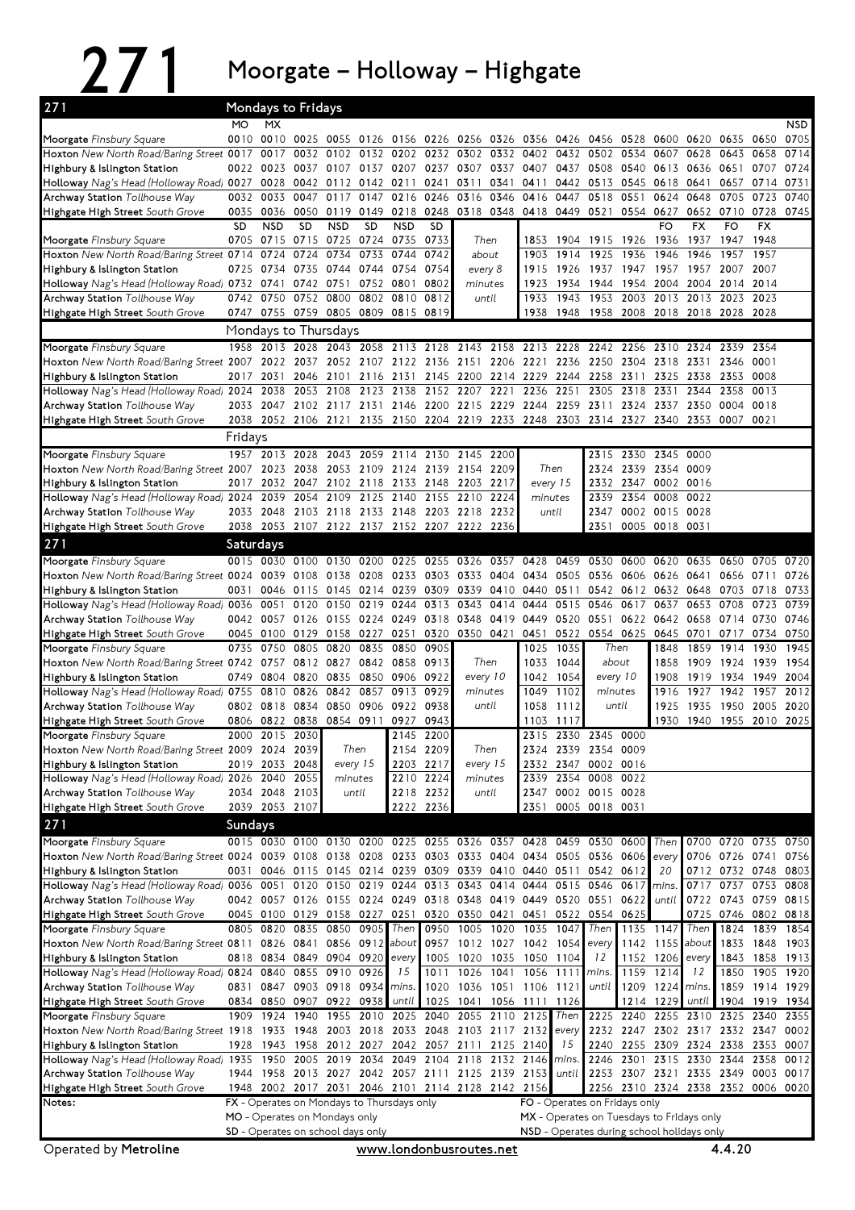# 271 Moorgate – Holloway – Highgate

## Mondays to Fridays

| Stop | MO | MX | | | | | | | | | | | | | | | | NSD |
|---|---|---|---|---|---|---|---|---|---|---|---|---|---|---|---|---|---|---|
| **Moorgate** *Finsbury Square* | 0010 | 0010 | 0025 | 0055 | 0126 | 0156 | 0226 | 0256 | 0326 | 0356 | 0426 | 0456 | 0528 | 0600 | 0620 | 0635 | 0650 | 0705 |
| **Hoxton** *New North Road/Baring Street* | 0017 | 0017 | 0032 | 0102 | 0132 | 0202 | 0232 | 0302 | 0332 | 0402 | 0432 | 0502 | 0534 | 0607 | 0628 | 0643 | 0658 | 0714 |
| **Highbury & Islington Station** | 0022 | 0023 | 0037 | 0107 | 0137 | 0207 | 0237 | 0307 | 0337 | 0407 | 0437 | 0508 | 0540 | 0613 | 0636 | 0651 | 0707 | 0724 |
| **Holloway** *Nag's Head (Holloway Road)* | 0027 | 0028 | 0042 | 0112 | 0142 | 0211 | 0241 | 0311 | 0341 | 0411 | 0442 | 0513 | 0545 | 0618 | 0641 | 0657 | 0714 | 0731 |
| **Archway Station** *Tollhouse Way* | 0032 | 0033 | 0047 | 0117 | 0147 | 0216 | 0246 | 0316 | 0346 | 0416 | 0447 | 0518 | 0551 | 0624 | 0648 | 0705 | 0723 | 0740 |
| **Highgate High Street** *South Grove* | 0035 | 0036 | 0050 | 0119 | 0149 | 0218 | 0248 | 0318 | 0348 | 0418 | 0449 | 0521 | 0554 | 0627 | 0652 | 0710 | 0728 | 0745 |

| Stop | SD | NSD | SD | NSD | SD | NSD | SD | | | | | | FO | FX | FO | FX |
|---|---|---|---|---|---|---|---|---|---|---|---|---|---|---|---|---|
| **Moorgate** *Finsbury Square* | 0705 | 0715 | 0715 | 0725 | 0724 | 0735 | 0733 | Then | 1853 | 1904 | 1915 | 1926 | 1936 | 1937 | 1947 | 1948 |
| **Hoxton** *New North Road/Baring Street* | 0714 | 0724 | 0724 | 0734 | 0733 | 0744 | 0742 | about | 1903 | 1914 | 1925 | 1936 | 1946 | 1946 | 1957 | 1957 |
| **Highbury & Islington Station** | 0725 | 0734 | 0735 | 0744 | 0744 | 0754 | 0754 | every 8 | 1915 | 1926 | 1937 | 1947 | 1957 | 1957 | 2007 | 2007 |
| **Holloway** *Nag's Head (Holloway Road)* | 0732 | 0741 | 0742 | 0751 | 0752 | 0801 | 0802 | minutes | 1923 | 1934 | 1944 | 1954 | 2004 | 2004 | 2014 | 2014 |
| **Archway Station** *Tollhouse Way* | 0742 | 0750 | 0752 | 0800 | 0802 | 0810 | 0812 | until | 1933 | 1943 | 1953 | 2003 | 2013 | 2013 | 2023 | 2023 |
| **Highgate High Street** *South Grove* | 0747 | 0755 | 0759 | 0805 | 0809 | 0815 | 0819 | | 1938 | 1948 | 1958 | 2008 | 2018 | 2018 | 2028 | 2028 |

### Mondays to Thursdays

| Stop | | | | | | | | | | | | | | | | | |
|---|---|---|---|---|---|---|---|---|---|---|---|---|---|---|---|---|---|
| **Moorgate** *Finsbury Square* | 1958 | 2013 | 2028 | 2043 | 2058 | 2113 | 2128 | 2143 | 2158 | 2213 | 2228 | 2242 | 2256 | 2310 | 2324 | 2339 | 2354 |
| **Hoxton** *New North Road/Baring Street* | 2007 | 2022 | 2037 | 2052 | 2107 | 2122 | 2136 | 2151 | 2206 | 2221 | 2236 | 2250 | 2304 | 2318 | 2331 | 2346 | 0001 |
| **Highbury & Islington Station** | 2017 | 2031 | 2046 | 2101 | 2116 | 2131 | 2145 | 2200 | 2214 | 2229 | 2244 | 2258 | 2311 | 2325 | 2338 | 2353 | 0008 |
| **Holloway** *Nag's Head (Holloway Road)* | 2024 | 2038 | 2053 | 2108 | 2123 | 2138 | 2152 | 2207 | 2221 | 2236 | 2251 | 2305 | 2318 | 2331 | 2344 | 2358 | 0013 |
| **Archway Station** *Tollhouse Way* | 2033 | 2047 | 2102 | 2117 | 2131 | 2146 | 2200 | 2215 | 2229 | 2244 | 2259 | 2311 | 2324 | 2337 | 2350 | 0004 | 0018 |
| **Highgate High Street** *South Grove* | 2038 | 2052 | 2106 | 2121 | 2135 | 2150 | 2204 | 2219 | 2233 | 2248 | 2303 | 2314 | 2327 | 2340 | 2353 | 0007 | 0021 |

### Fridays

| Stop | | | | | | | | | | | | | | |
|---|---|---|---|---|---|---|---|---|---|---|---|---|---|---|
| **Moorgate** *Finsbury Square* | 1957 | 2013 | 2028 | 2043 | 2059 | 2114 | 2130 | 2145 | 2200 | Then | 2315 | 2330 | 2345 | 0000 |
| **Hoxton** *New North Road/Baring Street* | 2007 | 2023 | 2038 | 2053 | 2109 | 2124 | 2139 | 2154 | 2209 | every 15 | 2324 | 2339 | 2354 | 0009 |
| **Highbury & Islington Station** | 2017 | 2032 | 2047 | 2102 | 2118 | 2133 | 2148 | 2203 | 2217 | minutes | 2332 | 2347 | 0002 | 0016 |
| **Holloway** *Nag's Head (Holloway Road)* | 2024 | 2039 | 2054 | 2109 | 2125 | 2140 | 2155 | 2210 | 2224 | until | 2339 | 2354 | 0008 | 0022 |
| **Archway Station** *Tollhouse Way* | 2033 | 2048 | 2103 | 2118 | 2133 | 2148 | 2203 | 2218 | 2232 | | 2347 | 0002 | 0015 | 0028 |
| **Highgate High Street** *South Grove* | 2038 | 2053 | 2107 | 2122 | 2137 | 2152 | 2207 | 2222 | 2236 | | 2351 | 0005 | 0018 | 0031 |

## Saturdays

| Stop | | | | | | | | | | | | | | | | | | |
|---|---|---|---|---|---|---|---|---|---|---|---|---|---|---|---|---|---|---|
| **Moorgate** *Finsbury Square* | 0015 | 0030 | 0100 | 0130 | 0200 | 0225 | 0255 | 0326 | 0357 | 0428 | 0459 | 0530 | 0600 | 0620 | 0635 | 0650 | 0705 | 0720 |
| **Hoxton** *New North Road/Baring Street* | 0024 | 0039 | 0108 | 0138 | 0208 | 0233 | 0303 | 0333 | 0404 | 0434 | 0505 | 0536 | 0606 | 0626 | 0641 | 0656 | 0711 | 0726 |
| **Highbury & Islington Station** | 0031 | 0046 | 0115 | 0145 | 0214 | 0239 | 0309 | 0339 | 0410 | 0440 | 0511 | 0542 | 0612 | 0632 | 0648 | 0703 | 0718 | 0733 |
| **Holloway** *Nag's Head (Holloway Road)* | 0036 | 0051 | 0120 | 0150 | 0219 | 0244 | 0313 | 0343 | 0414 | 0444 | 0515 | 0546 | 0617 | 0637 | 0653 | 0708 | 0723 | 0739 |
| **Archway Station** *Tollhouse Way* | 0042 | 0057 | 0126 | 0155 | 0224 | 0249 | 0318 | 0348 | 0419 | 0449 | 0520 | 0551 | 0622 | 0642 | 0658 | 0714 | 0730 | 0746 |
| **Highgate High Street** *South Grove* | 0045 | 0100 | 0129 | 0158 | 0227 | 0251 | 0320 | 0350 | 0421 | 0451 | 0522 | 0554 | 0625 | 0645 | 0701 | 0717 | 0734 | 0750 |

| Stop | | | | | | | | | | | | | | | | | |
|---|---|---|---|---|---|---|---|---|---|---|---|---|---|---|---|---|---|
| **Moorgate** *Finsbury Square* | 0735 | 0750 | 0805 | 0820 | 0835 | 0850 | 0905 | Then | 1025 | 1035 | Then | 1848 | 1859 | 1914 | 1930 | 1945 |
| **Hoxton** *New North Road/Baring Street* | 0742 | 0757 | 0812 | 0827 | 0842 | 0858 | 0913 | every 10 | 1033 | 1044 | about | 1858 | 1909 | 1924 | 1939 | 1954 |
| **Highbury & Islington Station** | 0749 | 0804 | 0820 | 0835 | 0850 | 0906 | 0922 | minutes | 1042 | 1054 | every 10 | 1908 | 1919 | 1934 | 1949 | 2004 |
| **Holloway** *Nag's Head (Holloway Road)* | 0755 | 0810 | 0826 | 0842 | 0857 | 0913 | 0929 | until | 1049 | 1102 | minutes | 1916 | 1927 | 1942 | 1957 | 2012 |
| **Archway Station** *Tollhouse Way* | 0802 | 0818 | 0834 | 0850 | 0906 | 0922 | 0938 | | 1058 | 1112 | until | 1925 | 1935 | 1950 | 2005 | 2020 |
| **Highgate High Street** *South Grove* | 0806 | 0822 | 0838 | 0854 | 0911 | 0927 | 0943 | | 1103 | 1117 | | 1930 | 1940 | 1955 | 2010 | 2025 |

| Stop | | | | | | | | | | | | |
|---|---|---|---|---|---|---|---|---|---|---|---|---|
| **Moorgate** *Finsbury Square* | 2000 | 2015 | 2030 | Then | 2145 | 2200 | Then | 2315 | 2330 | 2345 | 0000 |
| **Hoxton** *New North Road/Baring Street* | 2009 | 2024 | 2039 | every 15 | 2154 | 2209 | every 15 | 2324 | 2339 | 2354 | 0009 |
| **Highbury & Islington Station** | 2019 | 2033 | 2048 | minutes | 2203 | 2217 | minutes | 2332 | 2347 | 0002 | 0016 |
| **Holloway** *Nag's Head (Holloway Road)* | 2026 | 2040 | 2055 | until | 2210 | 2224 | until | 2339 | 2354 | 0008 | 0022 |
| **Archway Station** *Tollhouse Way* | 2034 | 2048 | 2103 | | 2218 | 2232 | | 2347 | 0002 | 0015 | 0028 |
| **Highgate High Street** *South Grove* | 2039 | 2053 | 2107 | | 2222 | 2236 | | 2351 | 0005 | 0018 | 0031 |

## Sundays

| Stop | | | | | | | | | | | | | | | | | | |
|---|---|---|---|---|---|---|---|---|---|---|---|---|---|---|---|---|---|---|
| **Moorgate** *Finsbury Square* | 0015 | 0030 | 0100 | 0130 | 0200 | 0225 | 0255 | 0326 | 0357 | 0428 | 0459 | 0530 | 0600 | Then | 0700 | 0720 | 0735 | 0750 |
| **Hoxton** *New North Road/Baring Street* | 0024 | 0039 | 0108 | 0138 | 0208 | 0233 | 0303 | 0333 | 0404 | 0434 | 0505 | 0536 | 0606 | every | 0706 | 0726 | 0741 | 0756 |
| **Highbury & Islington Station** | 0031 | 0046 | 0115 | 0145 | 0214 | 0239 | 0309 | 0339 | 0410 | 0440 | 0511 | 0542 | 0612 | 20 | 0712 | 0732 | 0748 | 0803 |
| **Holloway** *Nag's Head (Holloway Road)* | 0036 | 0051 | 0120 | 0150 | 0219 | 0244 | 0313 | 0343 | 0414 | 0444 | 0515 | 0546 | 0617 | mins. | 0717 | 0737 | 0753 | 0808 |
| **Archway Station** *Tollhouse Way* | 0042 | 0057 | 0126 | 0155 | 0224 | 0249 | 0318 | 0348 | 0419 | 0449 | 0520 | 0551 | 0622 | until | 0722 | 0743 | 0759 | 0815 |
| **Highgate High Street** *South Grove* | 0045 | 0100 | 0129 | 0158 | 0227 | 0251 | 0320 | 0350 | 0421 | 0451 | 0522 | 0554 | 0625 | | 0725 | 0746 | 0802 | 0818 |

| Stop | | | | | | | | | | | | | | | | | | |
|---|---|---|---|---|---|---|---|---|---|---|---|---|---|---|---|---|---|---|
| **Moorgate** *Finsbury Square* | 0805 | 0820 | 0835 | 0850 | 0905 | Then | 0950 | 1005 | 1020 | 1035 | 1047 | Then | 1135 | 1147 | Then | 1824 | 1839 | 1854 |
| **Hoxton** *New North Road/Baring Street* | 0811 | 0826 | 0841 | 0856 | 0912 | about | 0957 | 1012 | 1027 | 1042 | 1054 | every | 1142 | 1155 | about | 1833 | 1848 | 1903 |
| **Highbury & Islington Station** | 0818 | 0834 | 0849 | 0904 | 0920 | every | 1005 | 1020 | 1035 | 1050 | 1104 | 12 | 1152 | 1206 | every | 1843 | 1858 | 1913 |
| **Holloway** *Nag's Head (Holloway Road)* | 0824 | 0840 | 0855 | 0910 | 0926 | 15 | 1011 | 1026 | 1041 | 1056 | 1111 | mins. | 1159 | 1214 | 12 | 1850 | 1905 | 1920 |
| **Archway Station** *Tollhouse Way* | 0831 | 0847 | 0903 | 0918 | 0934 | mins. | 1020 | 1036 | 1051 | 1106 | 1121 | until | 1209 | 1224 | mins. | 1859 | 1914 | 1929 |
| **Highgate High Street** *South Grove* | 0834 | 0850 | 0907 | 0922 | 0938 | until | 1025 | 1041 | 1056 | 1111 | 1126 | | 1214 | 1229 | until | 1904 | 1919 | 1934 |

| Stop | | | | | | | | | | | | | | | | | | |
|---|---|---|---|---|---|---|---|---|---|---|---|---|---|---|---|---|---|---|
| **Moorgate** *Finsbury Square* | 1909 | 1924 | 1940 | 1955 | 2010 | 2025 | 2040 | 2055 | 2110 | 2125 | Then | 2225 | 2240 | 2255 | 2310 | 2325 | 2340 | 2355 |
| **Hoxton** *New North Road/Baring Street* | 1918 | 1933 | 1948 | 2003 | 2018 | 2033 | 2048 | 2103 | 2117 | 2132 | every | 2232 | 2247 | 2302 | 2317 | 2332 | 2347 | 0002 |
| **Highbury & Islington Station** | 1928 | 1943 | 1958 | 2012 | 2027 | 2042 | 2057 | 2111 | 2125 | 2140 | 15 | 2240 | 2255 | 2309 | 2324 | 2338 | 2353 | 0007 |
| **Holloway** *Nag's Head (Holloway Road)* | 1935 | 1950 | 2005 | 2019 | 2034 | 2049 | 2104 | 2118 | 2132 | 2146 | mins. | 2246 | 2301 | 2315 | 2330 | 2344 | 2358 | 0012 |
| **Archway Station** *Tollhouse Way* | 1944 | 1958 | 2013 | 2027 | 2042 | 2057 | 2111 | 2125 | 2139 | 2153 | until | 2253 | 2307 | 2321 | 2335 | 2349 | 0003 | 0017 |
| **Highgate High Street** *South Grove* | 1948 | 2002 | 2017 | 2031 | 2046 | 2101 | 2114 | 2128 | 2142 | 2156 | | 2256 | 2310 | 2324 | 2338 | 2352 | 0006 | 0020 |

**Notes:**

- FX - Operates on Mondays to Thursdays only
- FO - Operates on Fridays only
- MO - Operates on Mondays only
- MX - Operates on Tuesdays to Fridays only
- SD - Operates on school days only
- NSD - Operates during school holidays only

Operated by **Metroline** — www.londonbusroutes.net — 4.4.20